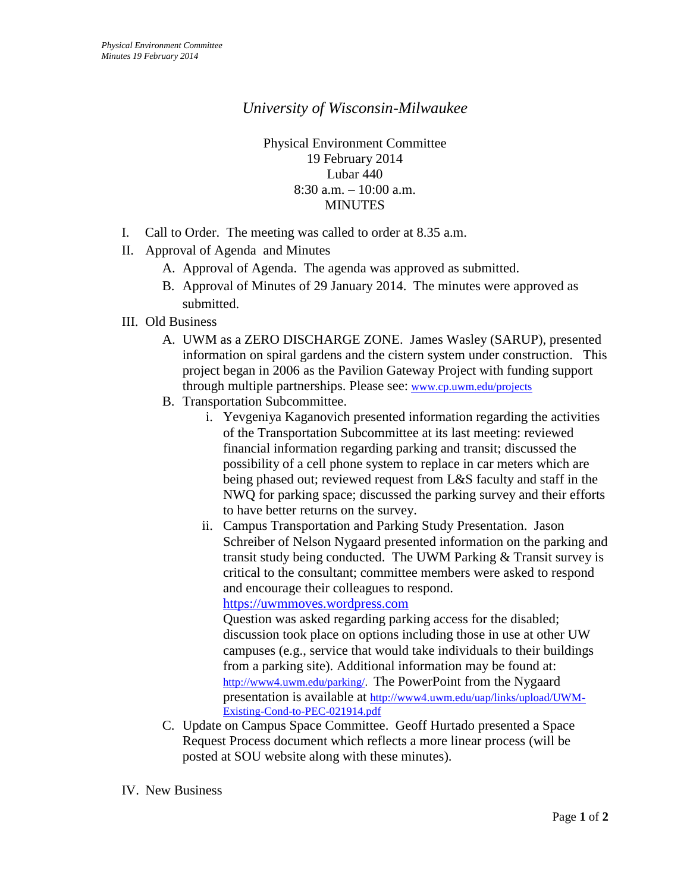# *University of Wisconsin-Milwaukee*

Physical Environment Committee
19 February 2014
Lubar 440
8:30 a.m. – 10:00 a.m.
MINUTES

I. Call to Order. The meeting was called to order at 8.35 a.m.

II. Approval of Agenda and Minutes
   A. Approval of Agenda. The agenda was approved as submitted.
   B. Approval of Minutes of 29 January 2014. The minutes were approved as submitted.

III. Old Business
   A. UWM as a ZERO DISCHARGE ZONE. James Wasley (SARUP), presented information on spiral gardens and the cistern system under construction. This project began in 2006 as the Pavilion Gateway Project with funding support through multiple partnerships. Please see: www.cp.uwm.edu/projects
   B. Transportation Subcommittee.
      i. Yevgeniya Kaganovich presented information regarding the activities of the Transportation Subcommittee at its last meeting: reviewed financial information regarding parking and transit; discussed the possibility of a cell phone system to replace in car meters which are being phased out; reviewed request from L&S faculty and staff in the NWQ for parking space; discussed the parking survey and their efforts to have better returns on the survey.
      ii. Campus Transportation and Parking Study Presentation. Jason Schreiber of Nelson Nygaard presented information on the parking and transit study being conducted. The UWM Parking & Transit survey is critical to the consultant; committee members were asked to respond and encourage their colleagues to respond.
      https://uwmmoves.wordpress.com
      Question was asked regarding parking access for the disabled; discussion took place on options including those in use at other UW campuses (e.g., service that would take individuals to their buildings from a parking site). Additional information may be found at: http://www4.uwm.edu/parking/. The PowerPoint from the Nygaard presentation is available at http://www4.uwm.edu/uap/links/upload/UWM-Existing-Cond-to-PEC-021914.pdf
   C. Update on Campus Space Committee. Geoff Hurtado presented a Space Request Process document which reflects a more linear process (will be posted at SOU website along with these minutes).

IV. New Business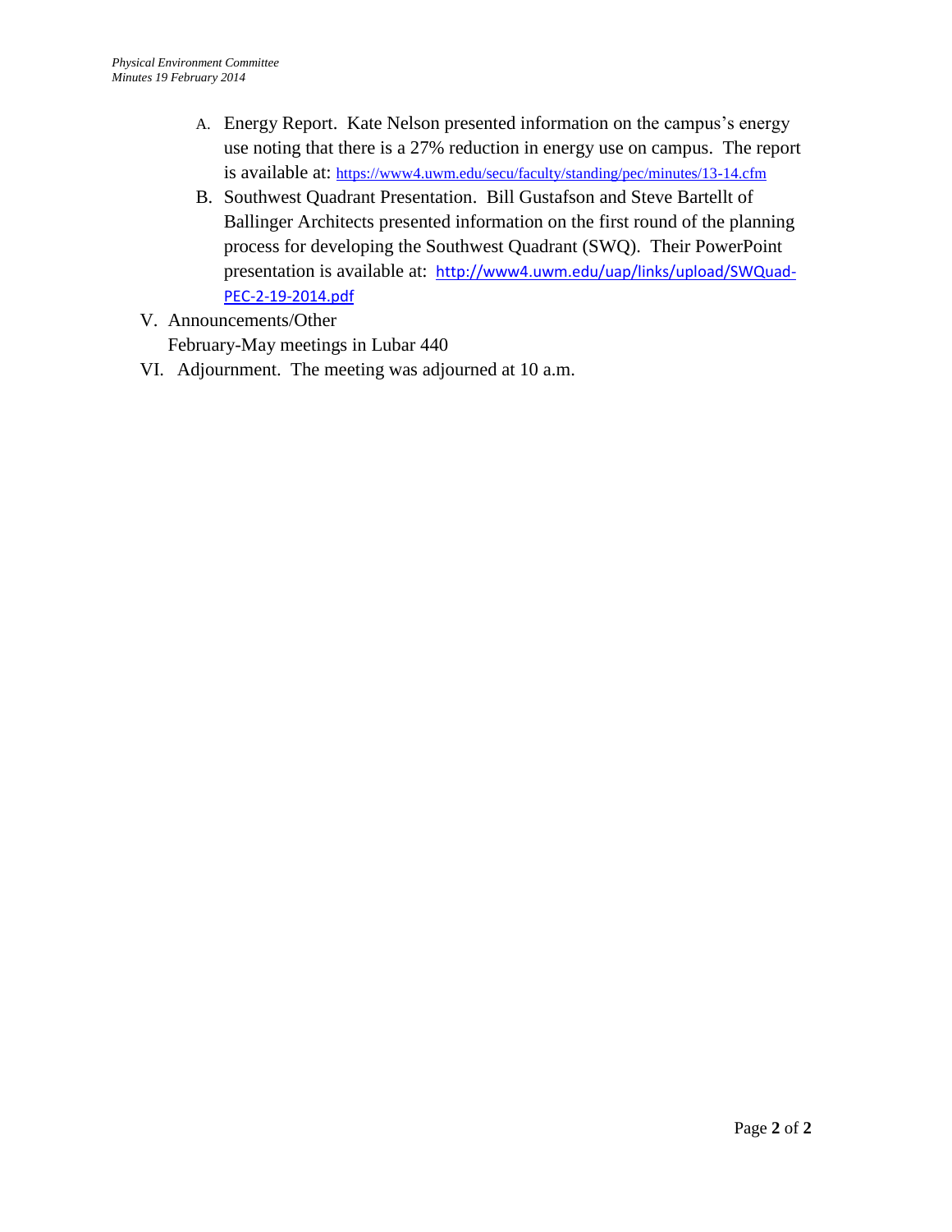A. Energy Report. Kate Nelson presented information on the campus's energy use noting that there is a 27% reduction in energy use on campus. The report is available at: https://www4.uwm.edu/secu/faculty/standing/pec/minutes/13-14.cfm

B. Southwest Quadrant Presentation. Bill Gustafson and Steve Bartellt of Ballinger Architects presented information on the first round of the planning process for developing the Southwest Quadrant (SWQ). Their PowerPoint presentation is available at: http://www4.uwm.edu/uap/links/upload/SWQuad-PEC-2-19-2014.pdf

V. Announcements/Other
February-May meetings in Lubar 440

VI. Adjournment. The meeting was adjourned at 10 a.m.